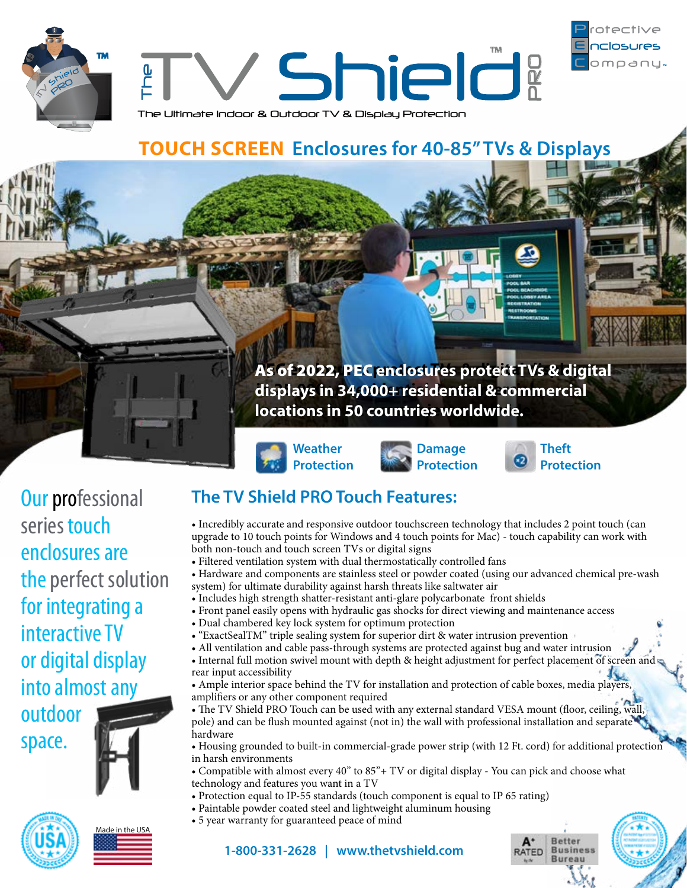# The TV Shield™ PRO

Protective Enclosures Company™

The Ultimate Indoor & Outdoor TV & Display Protection

## TOUCH SCREEN Enclosures for 40-85" TVs & Displays

**As of 2022, PEC enclosures protect TVs & digital displays in 34,000+ residential & commercial locations in 50 countries worldwide.**

Weather Protection | Damage Protection | Theft Protection

Our professional series touch enclosures are the perfect solution for integrating a interactive TV or digital display into almost any outdoor space.

## The TV Shield PRO Touch Features:

- Incredibly accurate and responsive outdoor touchscreen technology that includes 2 point touch (can upgrade to 10 touch points for Windows and 4 touch points for Mac) - touch capability can work with both non-touch and touch screen TVs or digital signs
- Filtered ventilation system with dual thermostatically controlled fans
- Hardware and components are stainless steel or powder coated (using our advanced chemical pre-wash system) for ultimate durability against harsh threats like saltwater air
- Includes high strength shatter-resistant anti-glare polycarbonate front shields
- Front panel easily opens with hydraulic gas shocks for direct viewing and maintenance access
- Dual chambered key lock system for optimum protection
- "ExactSealTM" triple sealing system for superior dirt & water intrusion prevention
- All ventilation and cable pass-through systems are protected against bug and water intrusion
- Internal full motion swivel mount with depth & height adjustment for perfect placement of screen and rear input accessibility
- Ample interior space behind the TV for installation and protection of cable boxes, media players, amplifiers or any other component required
- The TV Shield PRO Touch can be used with any external standard VESA mount (floor, ceiling, wall, pole) and can be flush mounted against (not in) the wall with professional installation and separate hardware
- Housing grounded to built-in commercial-grade power strip (with 12 Ft. cord) for additional protection in harsh environments
- Compatible with almost every 40" to 85"+ TV or digital display - You can pick and choose what technology and features you want in a TV
- Protection equal to IP-55 standards (touch component is equal to IP 65 rating)
- Paintable powder coated steel and lightweight aluminum housing
- 5 year warranty for guaranteed peace of mind

Made in the USA

1-800-331-2628 | www.thetvshield.com

A+ RATED Better Business Bureau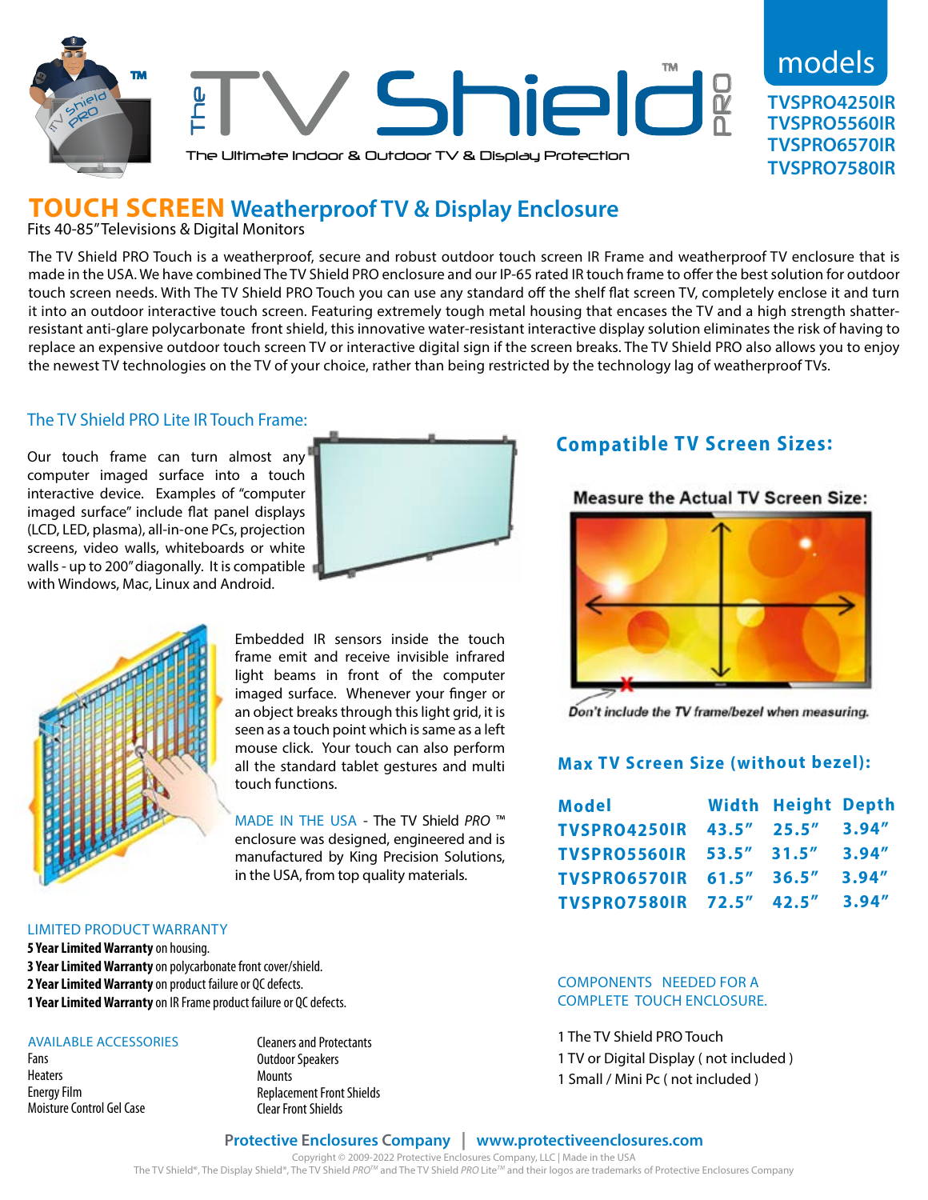# The TV Shield PRO

The Ultimate Indoor & Outdoor TV & Display Protection

**models**

- TVSPRO4250IR
- TVSPRO5560IR
- TVSPRO6570IR
- TVSPRO7580IR

## TOUCH SCREEN Weatherproof TV & Display Enclosure

Fits 40-85" Televisions & Digital Monitors

The TV Shield PRO Touch is a weatherproof, secure and robust outdoor touch screen IR Frame and weatherproof TV enclosure that is made in the USA. We have combined The TV Shield PRO enclosure and our IP-65 rated IR touch frame to offer the best solution for outdoor touch screen needs. With The TV Shield PRO Touch you can use any standard off the shelf flat screen TV, completely enclose it and turn it into an outdoor interactive touch screen. Featuring extremely tough metal housing that encases the TV and a high strength shatter-resistant anti-glare polycarbonate front shield, this innovative water-resistant interactive display solution eliminates the risk of having to replace an expensive outdoor touch screen TV or interactive digital sign if the screen breaks. The TV Shield PRO also allows you to enjoy the newest TV technologies on the TV of your choice, rather than being restricted by the technology lag of weatherproof TVs.

### The TV Shield PRO Lite IR Touch Frame:

Our touch frame can turn almost any computer imaged surface into a touch interactive device. Examples of "computer imaged surface" include flat panel displays (LCD, LED, plasma), all-in-one PCs, projection screens, video walls, whiteboards or white walls - up to 200" diagonally. It is compatible with Windows, Mac, Linux and Android.

Embedded IR sensors inside the touch frame emit and receive invisible infrared light beams in front of the computer imaged surface. Whenever your finger or an object breaks through this light grid, it is seen as a touch point which is same as a left mouse click. Your touch can also perform all the standard tablet gestures and multi touch functions.

MADE IN THE USA - The TV Shield *PRO* ™ enclosure was designed, engineered and is manufactured by King Precision Solutions, in the USA, from top quality materials.

### Compatible TV Screen Sizes:

Measure the Actual TV Screen Size:

Don't include the TV frame/bezel when measuring.

### Max TV Screen Size (without bezel):

| Model | Width | Height | Depth |
|---|---|---|---|
| TVSPRO4250IR | 43.5" | 25.5" | 3.94" |
| TVSPRO5560IR | 53.5" | 31.5" | 3.94" |
| TVSPRO6570IR | 61.5" | 36.5" | 3.94" |
| TVSPRO7580IR | 72.5" | 42.5" | 3.94" |

### LIMITED PRODUCT WARRANTY

**5 Year Limited Warranty** on housing.
**3 Year Limited Warranty** on polycarbonate front cover/shield.
**2 Year Limited Warranty** on product failure or QC defects.
**1 Year Limited Warranty** on IR Frame product failure or QC defects.

### AVAILABLE ACCESSORIES

- Fans
- Heaters
- Energy Film
- Moisture Control Gel Case
- Cleaners and Protectants
- Outdoor Speakers
- Mounts
- Replacement Front Shields
- Clear Front Shields

### COMPONENTS NEEDED FOR A COMPLETE TOUCH ENCLOSURE.

1 The TV Shield PRO Touch
1 TV or Digital Display ( not included )
1 Small / Mini Pc ( not included )

**Protective Enclosures Company | www.protectiveenclosures.com**

Copyright © 2009-2022 Protective Enclosures Company, LLC | Made in the USA
The TV Shield®, The Display Shield®, The TV Shield *PRO*™ and The TV Shield *PRO* Lite™ and their logos are trademarks of Protective Enclosures Company